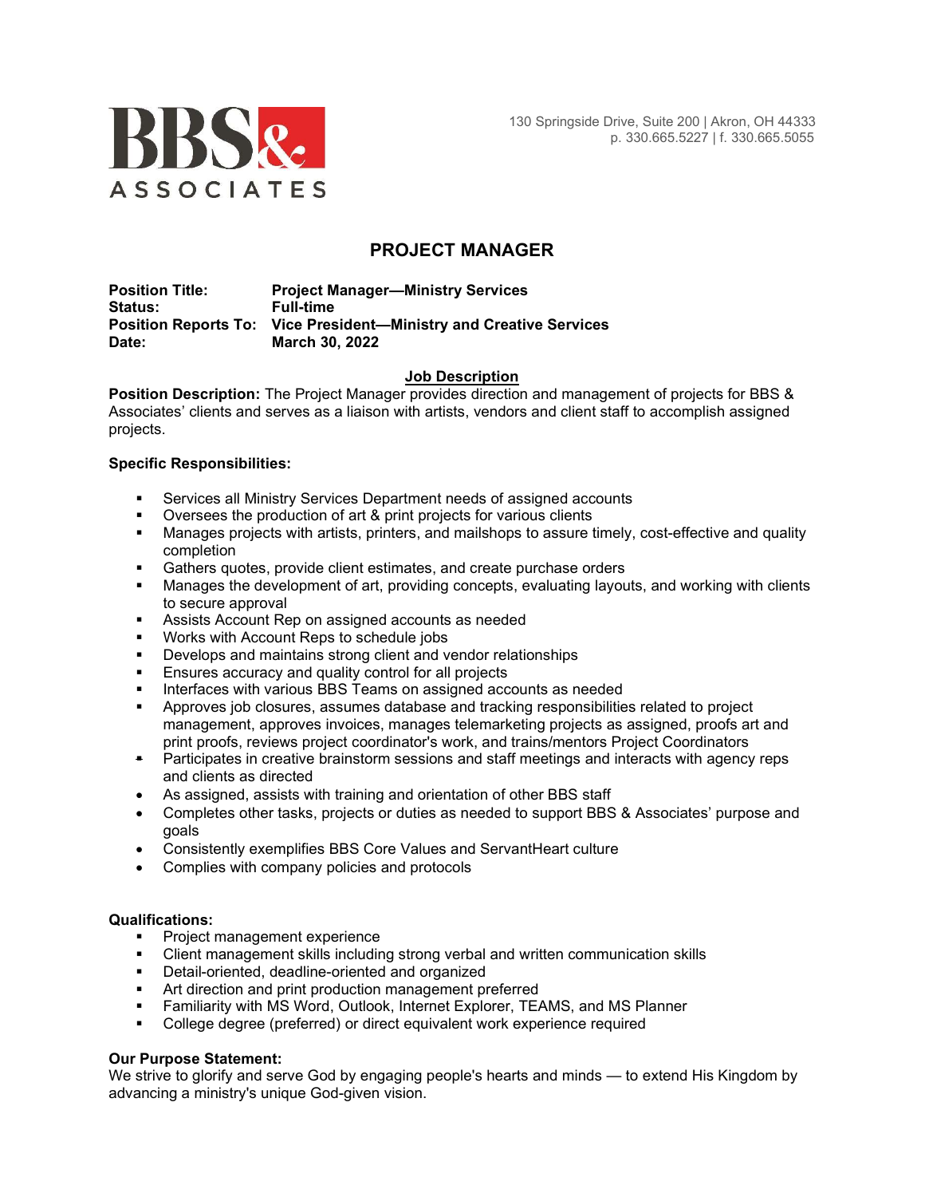BBS& ASSOCIATES

130 Springside Drive, Suite 200 | Akron, OH 44333
p. 330.665.5227 | f. 330.665.5055

# PROJECT MANAGER

**Position Title:** **Project Manager—Ministry Services**
**Status:** **Full-time**
**Position Reports To:** **Vice President—Ministry and Creative Services**
**Date:** **March 30, 2022**

## Job Description

**Position Description:** The Project Manager provides direction and management of projects for BBS & Associates' clients and serves as a liaison with artists, vendors and client staff to accomplish assigned projects.

**Specific Responsibilities:**

- Services all Ministry Services Department needs of assigned accounts
- Oversees the production of art & print projects for various clients
- Manages projects with artists, printers, and mailshops to assure timely, cost-effective and quality completion
- Gathers quotes, provide client estimates, and create purchase orders
- Manages the development of art, providing concepts, evaluating layouts, and working with clients to secure approval
- Assists Account Rep on assigned accounts as needed
- Works with Account Reps to schedule jobs
- Develops and maintains strong client and vendor relationships
- Ensures accuracy and quality control for all projects
- Interfaces with various BBS Teams on assigned accounts as needed
- Approves job closures, assumes database and tracking responsibilities related to project management, approves invoices, manages telemarketing projects as assigned, proofs art and print proofs, reviews project coordinator's work, and trains/mentors Project Coordinators
- Participates in creative brainstorm sessions and staff meetings and interacts with agency reps and clients as directed
- As assigned, assists with training and orientation of other BBS staff
- Completes other tasks, projects or duties as needed to support BBS & Associates' purpose and goals
- Consistently exemplifies BBS Core Values and ServantHeart culture
- Complies with company policies and protocols

**Qualifications:**

- Project management experience
- Client management skills including strong verbal and written communication skills
- Detail-oriented, deadline-oriented and organized
- Art direction and print production management preferred
- Familiarity with MS Word, Outlook, Internet Explorer, TEAMS, and MS Planner
- College degree (preferred) or direct equivalent work experience required

**Our Purpose Statement:**
We strive to glorify and serve God by engaging people's hearts and minds — to extend His Kingdom by advancing a ministry's unique God-given vision.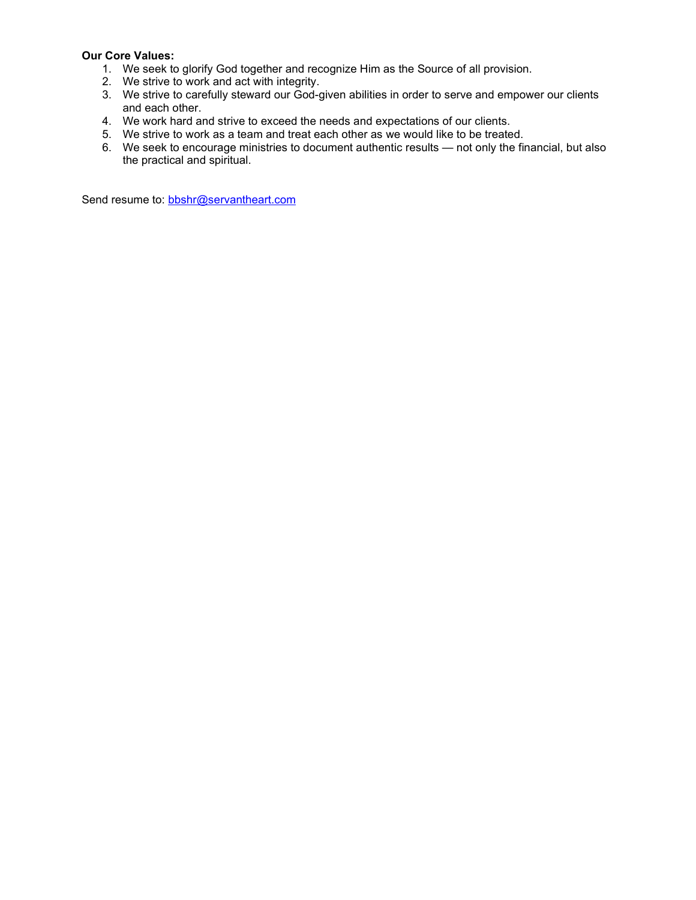**Our Core Values:**

1. We seek to glorify God together and recognize Him as the Source of all provision.
2. We strive to work and act with integrity.
3. We strive to carefully steward our God-given abilities in order to serve and empower our clients and each other.
4. We work hard and strive to exceed the needs and expectations of our clients.
5. We strive to work as a team and treat each other as we would like to be treated.
6. We seek to encourage ministries to document authentic results — not only the financial, but also the practical and spiritual.

Send resume to: bbshr@servantheart.com